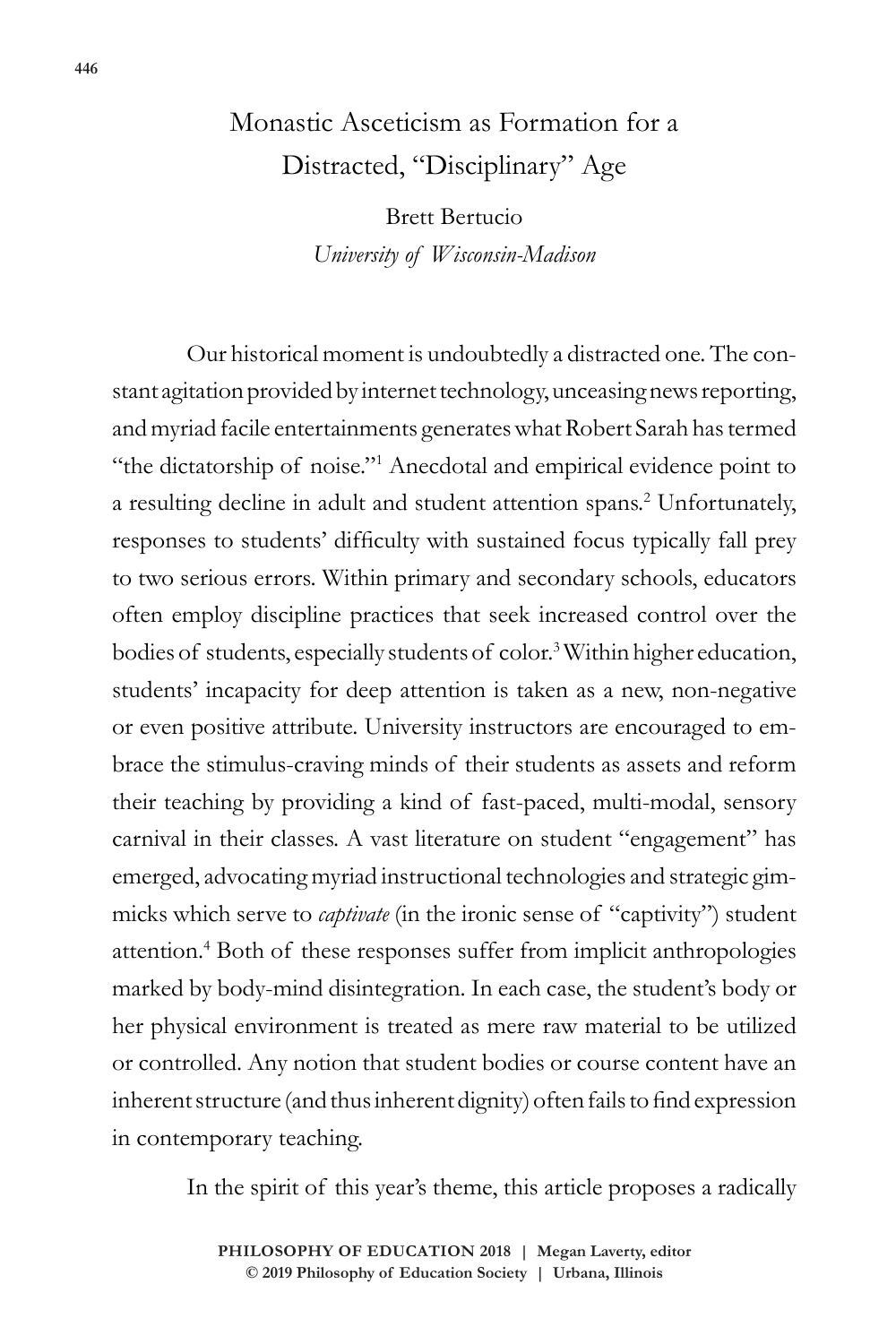# Monastic Asceticism as Formation for a Distracted, "Disciplinary" Age

Brett Bertucio
*University of Wisconsin-Madison*

Our historical moment is undoubtedly a distracted one. The constant agitation provided by internet technology, unceasing news reporting, and myriad facile entertainments generates what Robert Sarah has termed "the dictatorship of noise."[1] Anecdotal and empirical evidence point to a resulting decline in adult and student attention spans.[2] Unfortunately, responses to students' difficulty with sustained focus typically fall prey to two serious errors. Within primary and secondary schools, educators often employ discipline practices that seek increased control over the bodies of students, especially students of color.[3] Within higher education, students' incapacity for deep attention is taken as a new, non-negative or even positive attribute. University instructors are encouraged to embrace the stimulus-craving minds of their students as assets and reform their teaching by providing a kind of fast-paced, multi-modal, sensory carnival in their classes. A vast literature on student "engagement" has emerged, advocating myriad instructional technologies and strategic gimmicks which serve to *captivate* (in the ironic sense of "captivity") student attention.[4] Both of these responses suffer from implicit anthropologies marked by body-mind disintegration. In each case, the student's body or her physical environment is treated as mere raw material to be utilized or controlled. Any notion that student bodies or course content have an inherent structure (and thus inherent dignity) often fails to find expression in contemporary teaching.

In the spirit of this year's theme, this article proposes a radically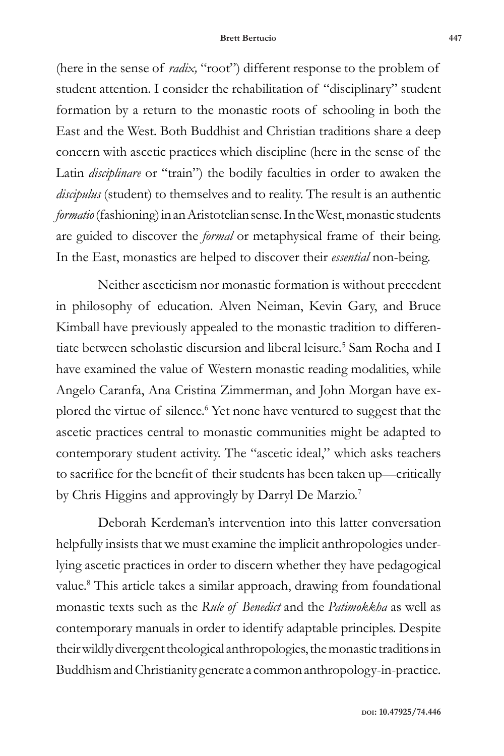(here in the sense of *radix,* "root") different response to the problem of student attention. I consider the rehabilitation of "disciplinary" student formation by a return to the monastic roots of schooling in both the East and the West. Both Buddhist and Christian traditions share a deep concern with ascetic practices which discipline (here in the sense of the Latin *disciplinare* or "train") the bodily faculties in order to awaken the *discipulus* (student) to themselves and to reality. The result is an authentic *formatio* (fashioning) in an Aristotelian sense. In the West, monastic students are guided to discover the *formal* or metaphysical frame of their being. In the East, monastics are helped to discover their *essential* non-being.

Neither asceticism nor monastic formation is without precedent in philosophy of education. Alven Neiman, Kevin Gary, and Bruce Kimball have previously appealed to the monastic tradition to differentiate between scholastic discursion and liberal leisure.[5] Sam Rocha and I have examined the value of Western monastic reading modalities, while Angelo Caranfa, Ana Cristina Zimmerman, and John Morgan have explored the virtue of silence.[6] Yet none have ventured to suggest that the ascetic practices central to monastic communities might be adapted to contemporary student activity. The "ascetic ideal," which asks teachers to sacrifice for the benefit of their students has been taken up—critically by Chris Higgins and approvingly by Darryl De Marzio.[7]

Deborah Kerdeman's intervention into this latter conversation helpfully insists that we must examine the implicit anthropologies underlying ascetic practices in order to discern whether they have pedagogical value.[8] This article takes a similar approach, drawing from foundational monastic texts such as the *Rule of Benedict* and the *Patimokkha* as well as contemporary manuals in order to identify adaptable principles. Despite their wildly divergent theological anthropologies, the monastic traditions in Buddhism and Christianity generate a common anthropology-in-practice.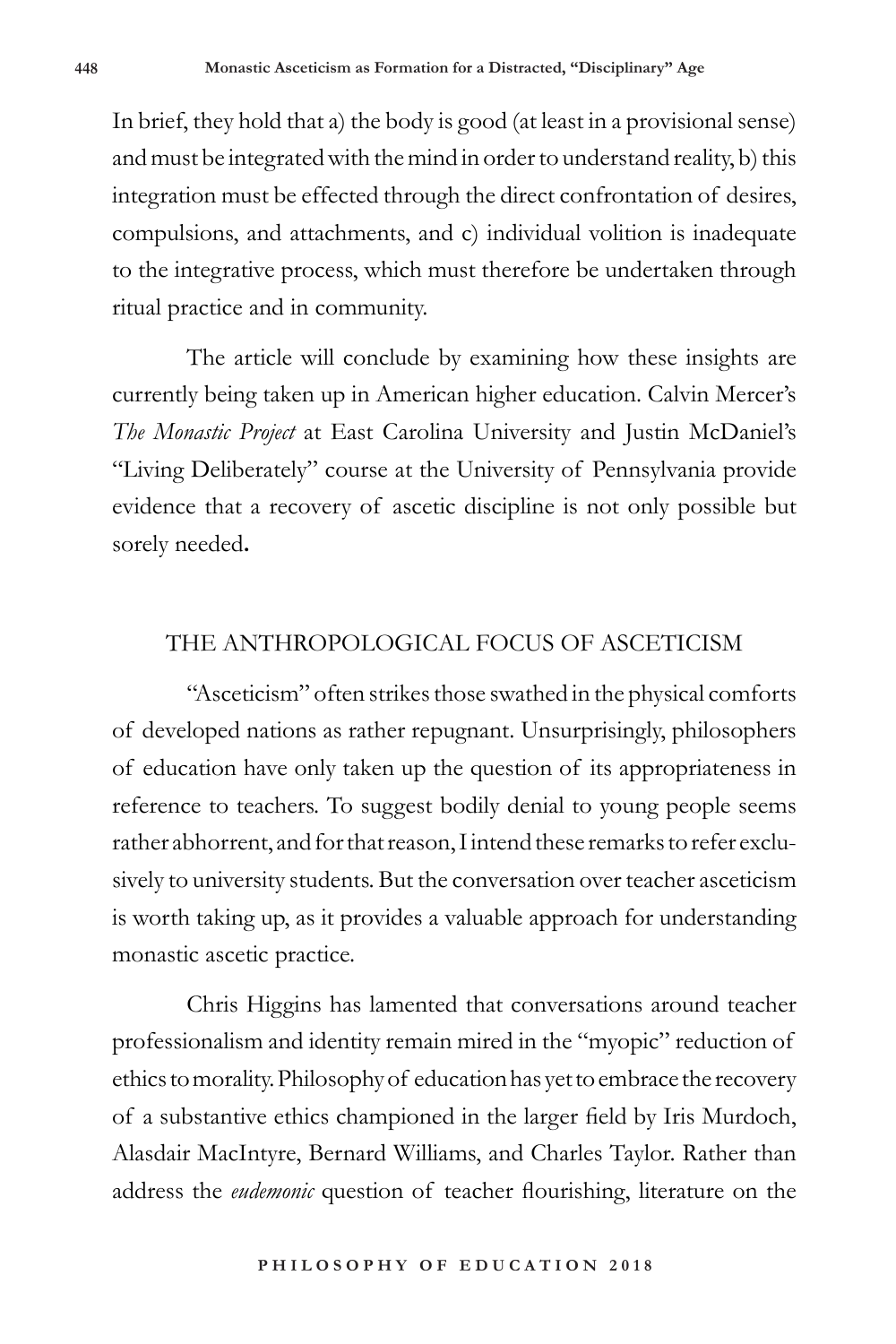In brief, they hold that a) the body is good (at least in a provisional sense) and must be integrated with the mind in order to understand reality, b) this integration must be effected through the direct confrontation of desires, compulsions, and attachments, and c) individual volition is inadequate to the integrative process, which must therefore be undertaken through ritual practice and in community.

The article will conclude by examining how these insights are currently being taken up in American higher education. Calvin Mercer's *The Monastic Project* at East Carolina University and Justin McDaniel's "Living Deliberately" course at the University of Pennsylvania provide evidence that a recovery of ascetic discipline is not only possible but sorely needed**.**

## THE ANTHROPOLOGICAL FOCUS OF ASCETICISM

"Asceticism" often strikes those swathed in the physical comforts of developed nations as rather repugnant. Unsurprisingly, philosophers of education have only taken up the question of its appropriateness in reference to teachers. To suggest bodily denial to young people seems rather abhorrent, and for that reason, I intend these remarks to refer exclusively to university students. But the conversation over teacher asceticism is worth taking up, as it provides a valuable approach for understanding monastic ascetic practice.

Chris Higgins has lamented that conversations around teacher professionalism and identity remain mired in the "myopic" reduction of ethics to morality. Philosophy of education has yet to embrace the recovery of a substantive ethics championed in the larger field by Iris Murdoch, Alasdair MacIntyre, Bernard Williams, and Charles Taylor. Rather than address the *eudemonic* question of teacher flourishing, literature on the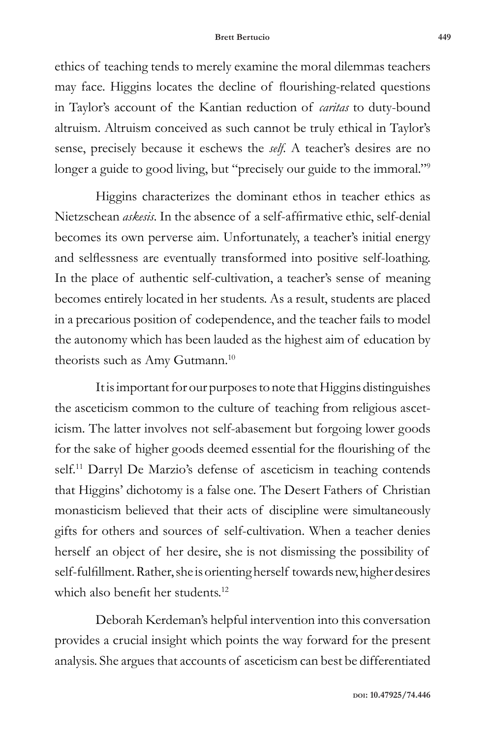ethics of teaching tends to merely examine the moral dilemmas teachers may face. Higgins locates the decline of flourishing-related questions in Taylor's account of the Kantian reduction of *caritas* to duty-bound altruism. Altruism conceived as such cannot be truly ethical in Taylor's sense, precisely because it eschews the *self*. A teacher's desires are no longer a guide to good living, but "precisely our guide to the immoral."[9]

Higgins characterizes the dominant ethos in teacher ethics as Nietzschean *askesis*. In the absence of a self-affirmative ethic, self-denial becomes its own perverse aim. Unfortunately, a teacher's initial energy and selflessness are eventually transformed into positive self-loathing. In the place of authentic self-cultivation, a teacher's sense of meaning becomes entirely located in her students. As a result, students are placed in a precarious position of codependence, and the teacher fails to model the autonomy which has been lauded as the highest aim of education by theorists such as Amy Gutmann.[10]

It is important for our purposes to note that Higgins distinguishes the asceticism common to the culture of teaching from religious asceticism. The latter involves not self-abasement but forgoing lower goods for the sake of higher goods deemed essential for the flourishing of the self.[11] Darryl De Marzio's defense of asceticism in teaching contends that Higgins' dichotomy is a false one. The Desert Fathers of Christian monasticism believed that their acts of discipline were simultaneously gifts for others and sources of self-cultivation. When a teacher denies herself an object of her desire, she is not dismissing the possibility of self-fulfillment. Rather, she is orienting herself towards new, higher desires which also benefit her students.[12]

Deborah Kerdeman's helpful intervention into this conversation provides a crucial insight which points the way forward for the present analysis. She argues that accounts of asceticism can best be differentiated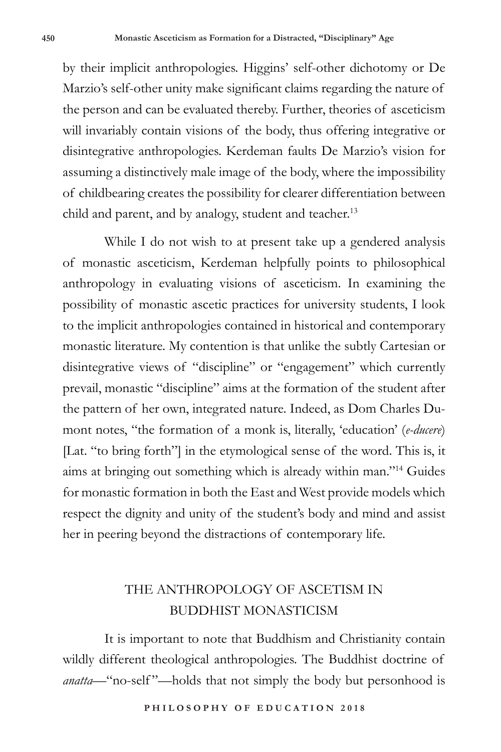by their implicit anthropologies. Higgins' self-other dichotomy or De Marzio's self-other unity make significant claims regarding the nature of the person and can be evaluated thereby. Further, theories of asceticism will invariably contain visions of the body, thus offering integrative or disintegrative anthropologies. Kerdeman faults De Marzio's vision for assuming a distinctively male image of the body, where the impossibility of childbearing creates the possibility for clearer differentiation between child and parent, and by analogy, student and teacher.[13]

While I do not wish to at present take up a gendered analysis of monastic asceticism, Kerdeman helpfully points to philosophical anthropology in evaluating visions of asceticism. In examining the possibility of monastic ascetic practices for university students, I look to the implicit anthropologies contained in historical and contemporary monastic literature. My contention is that unlike the subtly Cartesian or disintegrative views of "discipline" or "engagement" which currently prevail, monastic "discipline" aims at the formation of the student after the pattern of her own, integrated nature. Indeed, as Dom Charles Dumont notes, "the formation of a monk is, literally, 'education' (*e-ducere*) [Lat. "to bring forth"] in the etymological sense of the word. This is, it aims at bringing out something which is already within man."[14] Guides for monastic formation in both the East and West provide models which respect the dignity and unity of the student's body and mind and assist her in peering beyond the distractions of contemporary life.

## THE ANTHROPOLOGY OF ASCETISM IN BUDDHIST MONASTICISM

It is important to note that Buddhism and Christianity contain wildly different theological anthropologies. The Buddhist doctrine of *anatta*—"no-self"—holds that not simply the body but personhood is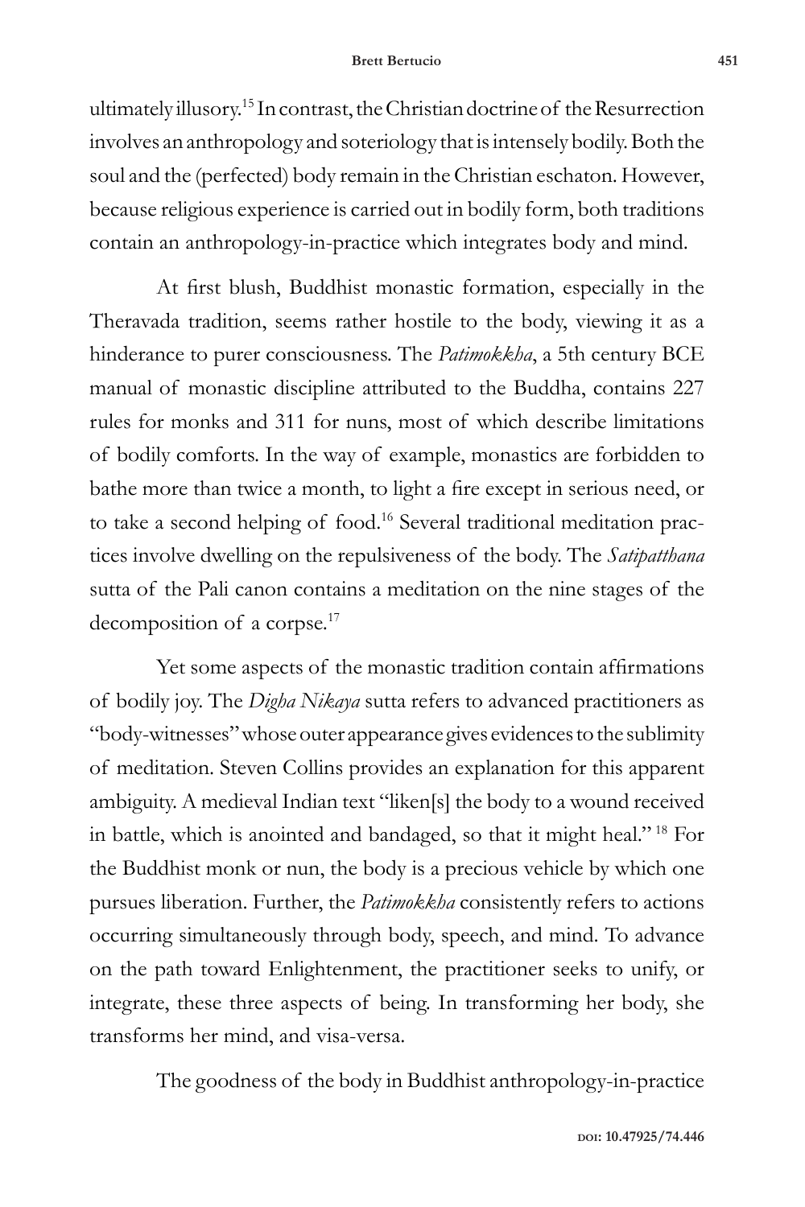ultimately illusory.[15] In contrast, the Christian doctrine of the Resurrection involves an anthropology and soteriology that is intensely bodily. Both the soul and the (perfected) body remain in the Christian eschaton. However, because religious experience is carried out in bodily form, both traditions contain an anthropology-in-practice which integrates body and mind.

At first blush, Buddhist monastic formation, especially in the Theravada tradition, seems rather hostile to the body, viewing it as a hinderance to purer consciousness. The *Patimokkha*, a 5th century BCE manual of monastic discipline attributed to the Buddha, contains 227 rules for monks and 311 for nuns, most of which describe limitations of bodily comforts. In the way of example, monastics are forbidden to bathe more than twice a month, to light a fire except in serious need, or to take a second helping of food.[16] Several traditional meditation practices involve dwelling on the repulsiveness of the body. The *Satipatthana* sutta of the Pali canon contains a meditation on the nine stages of the decomposition of a corpse.[17]

Yet some aspects of the monastic tradition contain affirmations of bodily joy. The *Digha Nikaya* sutta refers to advanced practitioners as "body-witnesses" whose outer appearance gives evidences to the sublimity of meditation. Steven Collins provides an explanation for this apparent ambiguity. A medieval Indian text "liken[s] the body to a wound received in battle, which is anointed and bandaged, so that it might heal." [18] For the Buddhist monk or nun, the body is a precious vehicle by which one pursues liberation. Further, the *Patimokkha* consistently refers to actions occurring simultaneously through body, speech, and mind. To advance on the path toward Enlightenment, the practitioner seeks to unify, or integrate, these three aspects of being. In transforming her body, she transforms her mind, and visa-versa.

The goodness of the body in Buddhist anthropology-in-practice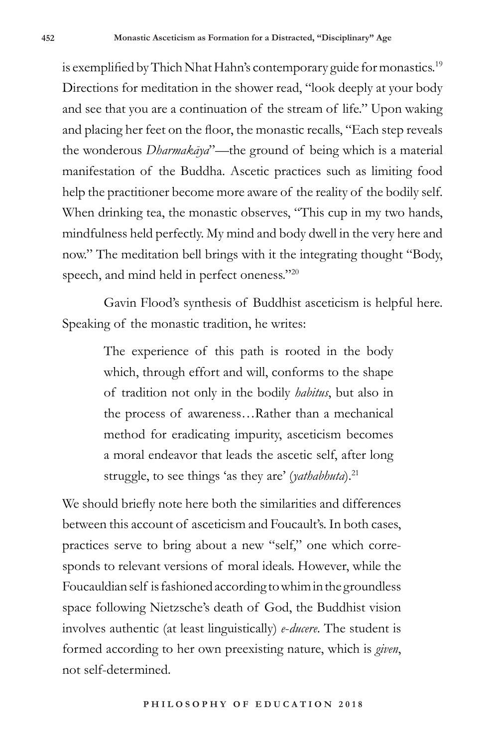is exemplified by Thich Nhat Hahn's contemporary guide for monastics.[19] Directions for meditation in the shower read, "look deeply at your body and see that you are a continuation of the stream of life." Upon waking and placing her feet on the floor, the monastic recalls, "Each step reveals the wonderous *Dharmakāya*"—the ground of being which is a material manifestation of the Buddha. Ascetic practices such as limiting food help the practitioner become more aware of the reality of the bodily self. When drinking tea, the monastic observes, "This cup in my two hands, mindfulness held perfectly. My mind and body dwell in the very here and now." The meditation bell brings with it the integrating thought "Body, speech, and mind held in perfect oneness."[20]

Gavin Flood's synthesis of Buddhist asceticism is helpful here. Speaking of the monastic tradition, he writes:

> The experience of this path is rooted in the body which, through effort and will, conforms to the shape of tradition not only in the bodily *habitus*, but also in the process of awareness…Rather than a mechanical method for eradicating impurity, asceticism becomes a moral endeavor that leads the ascetic self, after long struggle, to see things 'as they are' (*yathabhuta*).[21]

We should briefly note here both the similarities and differences between this account of asceticism and Foucault's. In both cases, practices serve to bring about a new "self," one which corresponds to relevant versions of moral ideals. However, while the Foucauldian self is fashioned according to whim in the groundless space following Nietzsche's death of God, the Buddhist vision involves authentic (at least linguistically) *e-ducere*. The student is formed according to her own preexisting nature, which is *given*, not self-determined.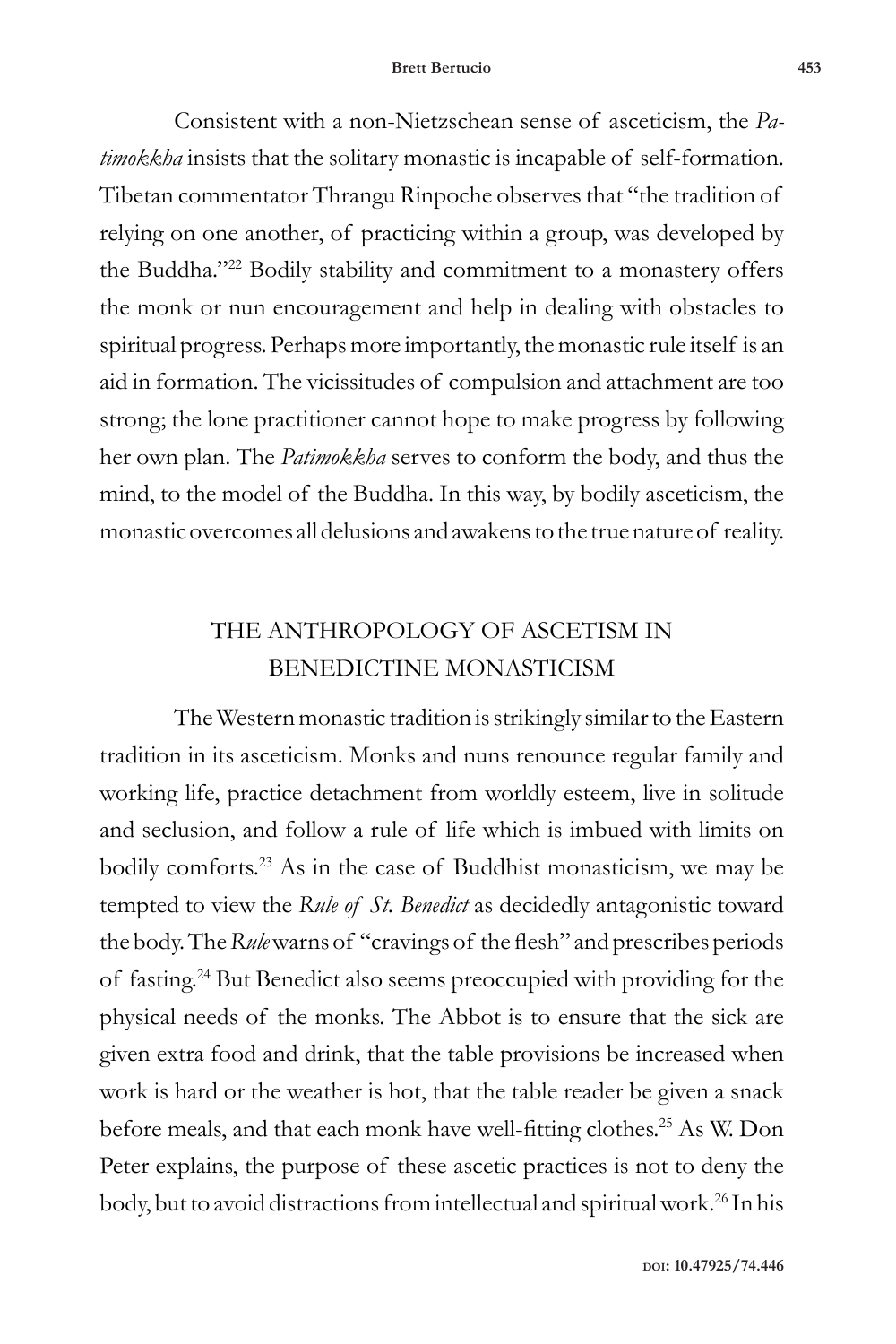Consistent with a non-Nietzschean sense of asceticism, the *Patimokkha* insists that the solitary monastic is incapable of self-formation. Tibetan commentator Thrangu Rinpoche observes that "the tradition of relying on one another, of practicing within a group, was developed by the Buddha."[22] Bodily stability and commitment to a monastery offers the monk or nun encouragement and help in dealing with obstacles to spiritual progress. Perhaps more importantly, the monastic rule itself is an aid in formation. The vicissitudes of compulsion and attachment are too strong; the lone practitioner cannot hope to make progress by following her own plan. The *Patimokkha* serves to conform the body, and thus the mind, to the model of the Buddha. In this way, by bodily asceticism, the monastic overcomes all delusions and awakens to the true nature of reality.

## THE ANTHROPOLOGY OF ASCETISM IN BENEDICTINE MONASTICISM

The Western monastic tradition is strikingly similar to the Eastern tradition in its asceticism. Monks and nuns renounce regular family and working life, practice detachment from worldly esteem, live in solitude and seclusion, and follow a rule of life which is imbued with limits on bodily comforts.[23] As in the case of Buddhist monasticism, we may be tempted to view the *Rule of St. Benedict* as decidedly antagonistic toward the body. The *Rule* warns of "cravings of the flesh" and prescribes periods of fasting.[24] But Benedict also seems preoccupied with providing for the physical needs of the monks. The Abbot is to ensure that the sick are given extra food and drink, that the table provisions be increased when work is hard or the weather is hot, that the table reader be given a snack before meals, and that each monk have well-fitting clothes.[25] As W. Don Peter explains, the purpose of these ascetic practices is not to deny the body, but to avoid distractions from intellectual and spiritual work.[26] In his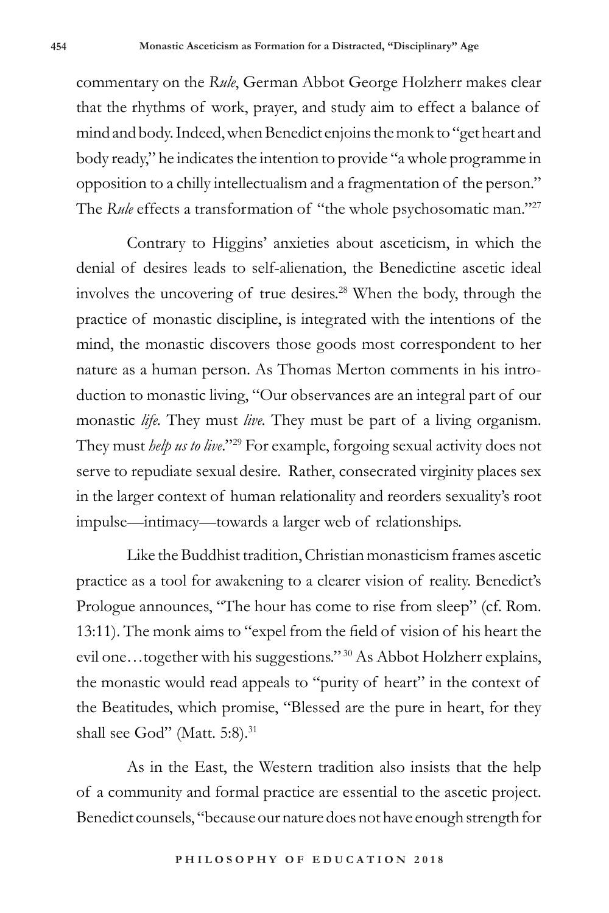commentary on the *Rule*, German Abbot George Holzherr makes clear that the rhythms of work, prayer, and study aim to effect a balance of mind and body. Indeed, when Benedict enjoins the monk to "get heart and body ready," he indicates the intention to provide "a whole programme in opposition to a chilly intellectualism and a fragmentation of the person." The *Rule* effects a transformation of "the whole psychosomatic man."[27]

Contrary to Higgins' anxieties about asceticism, in which the denial of desires leads to self-alienation, the Benedictine ascetic ideal involves the uncovering of true desires.[28] When the body, through the practice of monastic discipline, is integrated with the intentions of the mind, the monastic discovers those goods most correspondent to her nature as a human person. As Thomas Merton comments in his introduction to monastic living, "Our observances are an integral part of our monastic *life*. They must *live*. They must be part of a living organism. They must *help us to live*."[29] For example, forgoing sexual activity does not serve to repudiate sexual desire. Rather, consecrated virginity places sex in the larger context of human relationality and reorders sexuality's root impulse—intimacy—towards a larger web of relationships.

Like the Buddhist tradition, Christian monasticism frames ascetic practice as a tool for awakening to a clearer vision of reality. Benedict's Prologue announces, "The hour has come to rise from sleep" (cf. Rom. 13:11). The monk aims to "expel from the field of vision of his heart the evil one…together with his suggestions."[30] As Abbot Holzherr explains, the monastic would read appeals to "purity of heart" in the context of the Beatitudes, which promise, "Blessed are the pure in heart, for they shall see God" (Matt. 5:8).[31]

As in the East, the Western tradition also insists that the help of a community and formal practice are essential to the ascetic project. Benedict counsels, "because our nature does not have enough strength for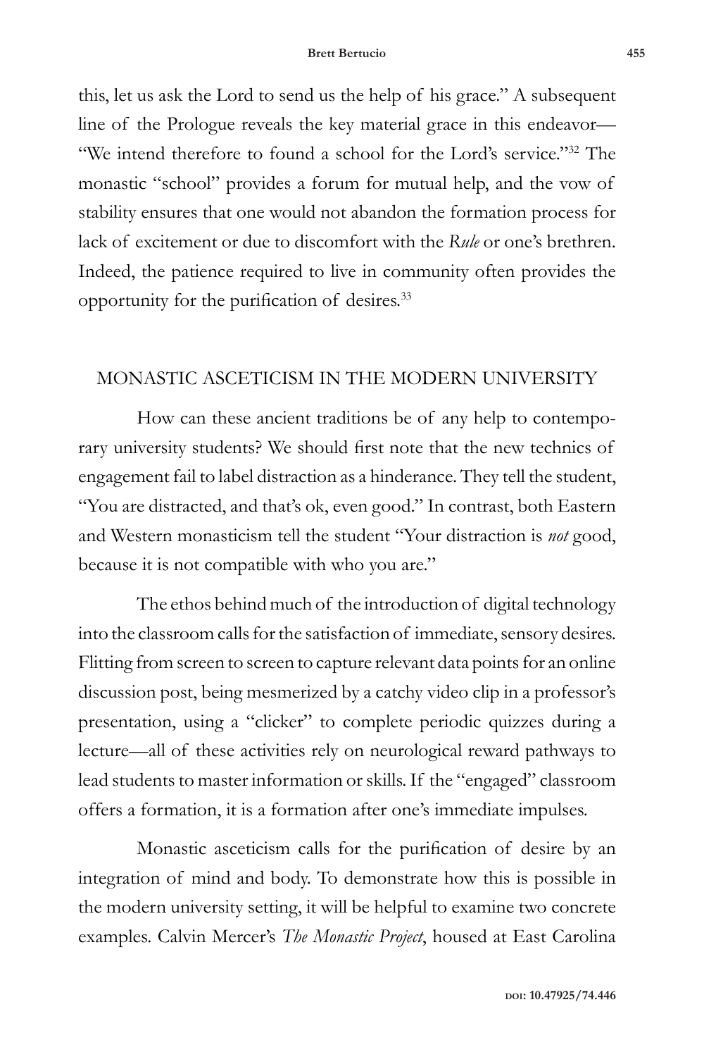this, let us ask the Lord to send us the help of his grace." A subsequent line of the Prologue reveals the key material grace in this endeavor—"We intend therefore to found a school for the Lord's service."[32] The monastic "school" provides a forum for mutual help, and the vow of stability ensures that one would not abandon the formation process for lack of excitement or due to discomfort with the *Rule* or one's brethren. Indeed, the patience required to live in community often provides the opportunity for the purification of desires.[33]

## MONASTIC ASCETICISM IN THE MODERN UNIVERSITY

How can these ancient traditions be of any help to contemporary university students? We should first note that the new technics of engagement fail to label distraction as a hinderance. They tell the student, "You are distracted, and that's ok, even good." In contrast, both Eastern and Western monasticism tell the student "Your distraction is *not* good, because it is not compatible with who you are."

The ethos behind much of the introduction of digital technology into the classroom calls for the satisfaction of immediate, sensory desires. Flitting from screen to screen to capture relevant data points for an online discussion post, being mesmerized by a catchy video clip in a professor's presentation, using a "clicker" to complete periodic quizzes during a lecture—all of these activities rely on neurological reward pathways to lead students to master information or skills. If the "engaged" classroom offers a formation, it is a formation after one's immediate impulses.

Monastic asceticism calls for the purification of desire by an integration of mind and body. To demonstrate how this is possible in the modern university setting, it will be helpful to examine two concrete examples. Calvin Mercer's *The Monastic Project*, housed at East Carolina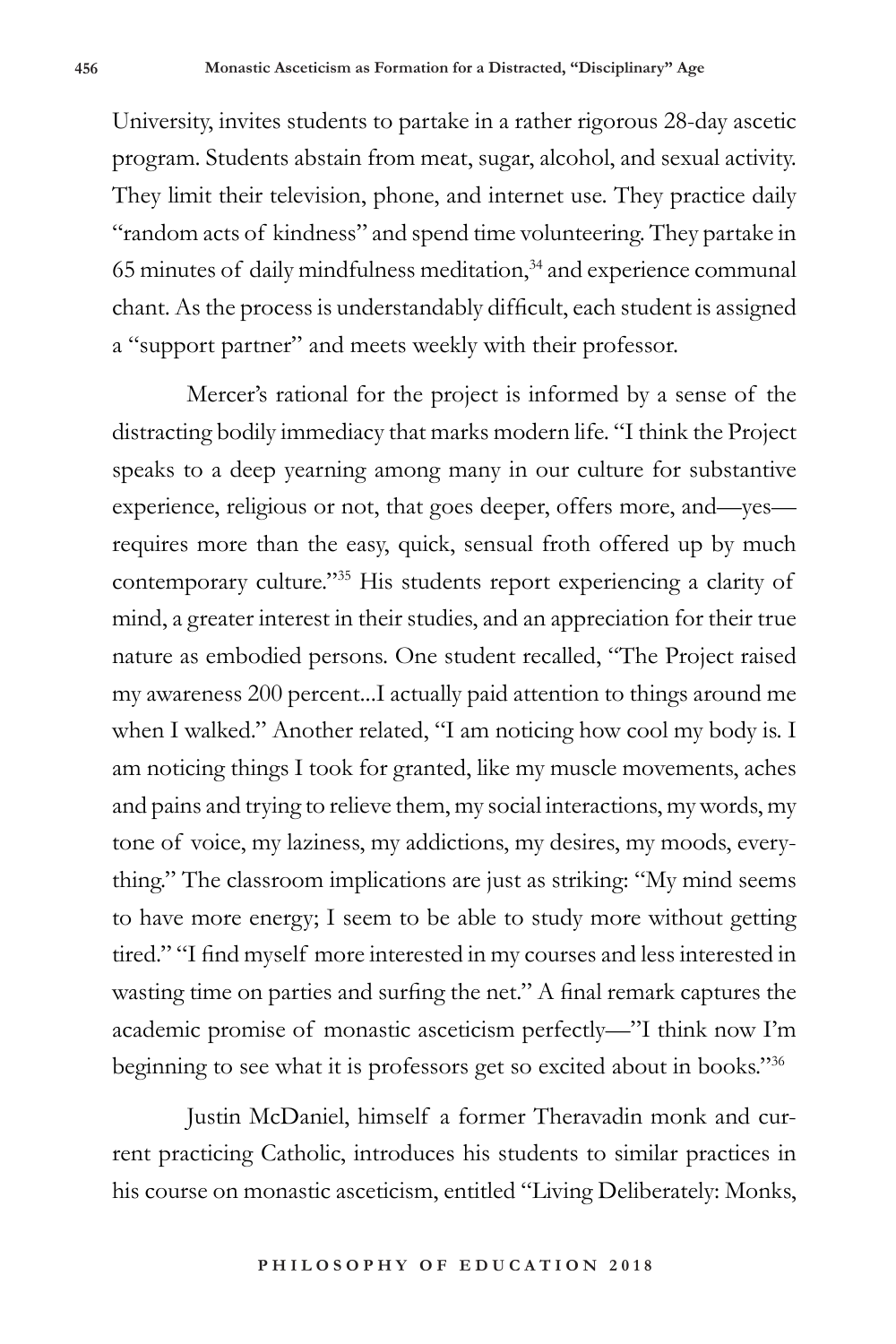University, invites students to partake in a rather rigorous 28-day ascetic program. Students abstain from meat, sugar, alcohol, and sexual activity. They limit their television, phone, and internet use. They practice daily "random acts of kindness" and spend time volunteering. They partake in 65 minutes of daily mindfulness meditation,[34] and experience communal chant. As the process is understandably difficult, each student is assigned a "support partner" and meets weekly with their professor.

Mercer's rational for the project is informed by a sense of the distracting bodily immediacy that marks modern life. "I think the Project speaks to a deep yearning among many in our culture for substantive experience, religious or not, that goes deeper, offers more, and—yes—requires more than the easy, quick, sensual froth offered up by much contemporary culture."[35] His students report experiencing a clarity of mind, a greater interest in their studies, and an appreciation for their true nature as embodied persons. One student recalled, "The Project raised my awareness 200 percent...I actually paid attention to things around me when I walked." Another related, "I am noticing how cool my body is. I am noticing things I took for granted, like my muscle movements, aches and pains and trying to relieve them, my social interactions, my words, my tone of voice, my laziness, my addictions, my desires, my moods, everything." The classroom implications are just as striking: "My mind seems to have more energy; I seem to be able to study more without getting tired." "I find myself more interested in my courses and less interested in wasting time on parties and surfing the net." A final remark captures the academic promise of monastic asceticism perfectly—"I think now I'm beginning to see what it is professors get so excited about in books."[36]

Justin McDaniel, himself a former Theravadin monk and current practicing Catholic, introduces his students to similar practices in his course on monastic asceticism, entitled "Living Deliberately: Monks,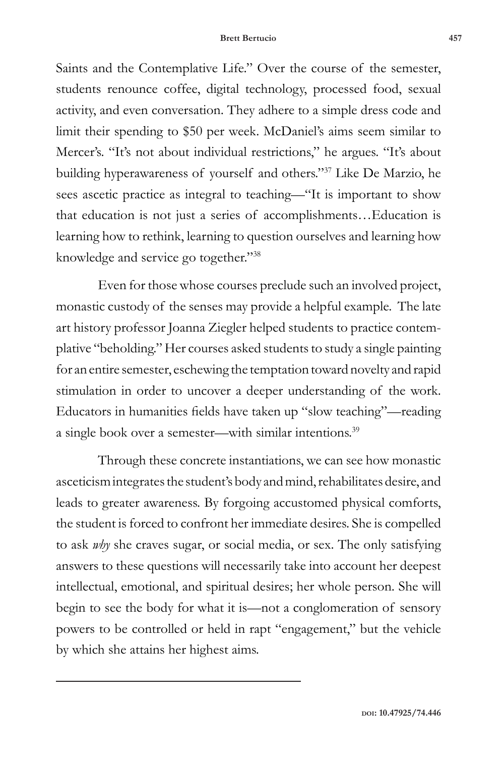Saints and the Contemplative Life." Over the course of the semester, students renounce coffee, digital technology, processed food, sexual activity, and even conversation. They adhere to a simple dress code and limit their spending to $50 per week. McDaniel's aims seem similar to Mercer's. "It's not about individual restrictions," he argues. "It's about building hyperawareness of yourself and others."[37] Like De Marzio, he sees ascetic practice as integral to teaching—"It is important to show that education is not just a series of accomplishments…Education is learning how to rethink, learning to question ourselves and learning how knowledge and service go together."[38]

Even for those whose courses preclude such an involved project, monastic custody of the senses may provide a helpful example. The late art history professor Joanna Ziegler helped students to practice contemplative "beholding." Her courses asked students to study a single painting for an entire semester, eschewing the temptation toward novelty and rapid stimulation in order to uncover a deeper understanding of the work. Educators in humanities fields have taken up "slow teaching"—reading a single book over a semester—with similar intentions.[39]

Through these concrete instantiations, we can see how monastic asceticism integrates the student's body and mind, rehabilitates desire, and leads to greater awareness. By forgoing accustomed physical comforts, the student is forced to confront her immediate desires. She is compelled to ask *why* she craves sugar, or social media, or sex. The only satisfying answers to these questions will necessarily take into account her deepest intellectual, emotional, and spiritual desires; her whole person. She will begin to see the body for what it is—not a conglomeration of sensory powers to be controlled or held in rapt "engagement," but the vehicle by which she attains her highest aims.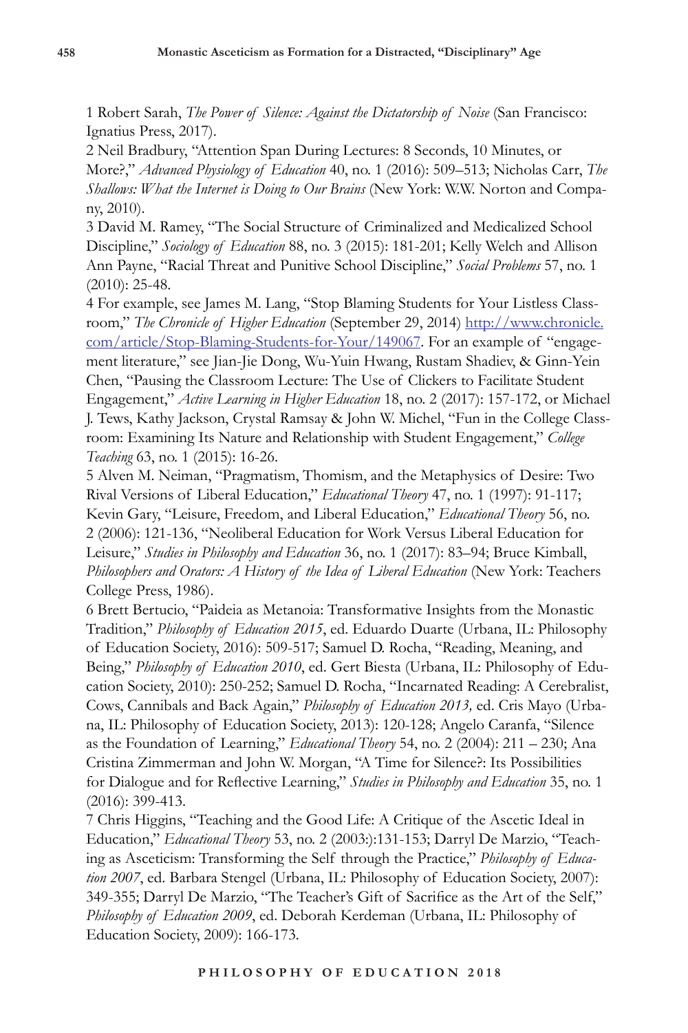1 Robert Sarah, *The Power of Silence: Against the Dictatorship of Noise* (San Francisco: Ignatius Press, 2017).

2 Neil Bradbury, "Attention Span During Lectures: 8 Seconds, 10 Minutes, or More?," *Advanced Physiology of Education* 40, no. 1 (2016): 509–513; Nicholas Carr, *The Shallows: What the Internet is Doing to Our Brains* (New York: W.W. Norton and Company, 2010).

3 David M. Ramey, "The Social Structure of Criminalized and Medicalized School Discipline," *Sociology of Education* 88, no. 3 (2015): 181-201; Kelly Welch and Allison Ann Payne, "Racial Threat and Punitive School Discipline," *Social Problems* 57, no. 1 (2010): 25-48.

4 For example, see James M. Lang, "Stop Blaming Students for Your Listless Classroom," *The Chronicle of Higher Education* (September 29, 2014) [http://www.chronicle.com/article/Stop-Blaming-Students-for-Your/149067](http://www.chronicle.com/article/Stop-Blaming-Students-for-Your/149067). For an example of "engagement literature," see Jian-Jie Dong, Wu-Yuin Hwang, Rustam Shadiev, & Ginn-Yein Chen, "Pausing the Classroom Lecture: The Use of Clickers to Facilitate Student Engagement," *Active Learning in Higher Education* 18, no. 2 (2017): 157-172, or Michael J. Tews, Kathy Jackson, Crystal Ramsay & John W. Michel, "Fun in the College Classroom: Examining Its Nature and Relationship with Student Engagement," *College Teaching* 63, no. 1 (2015): 16-26.

5 Alven M. Neiman, "Pragmatism, Thomism, and the Metaphysics of Desire: Two Rival Versions of Liberal Education," *Educational Theory* 47, no. 1 (1997): 91-117; Kevin Gary, "Leisure, Freedom, and Liberal Education," *Educational Theory* 56, no. 2 (2006): 121-136, "Neoliberal Education for Work Versus Liberal Education for Leisure," *Studies in Philosophy and Education* 36, no. 1 (2017): 83–94; Bruce Kimball, *Philosophers and Orators: A History of the Idea of Liberal Education* (New York: Teachers College Press, 1986).

6 Brett Bertucio, "Paideia as Metanoia: Transformative Insights from the Monastic Tradition," *Philosophy of Education 2015*, ed. Eduardo Duarte (Urbana, IL: Philosophy of Education Society, 2016): 509-517; Samuel D. Rocha, "Reading, Meaning, and Being," *Philosophy of Education 2010*, ed. Gert Biesta (Urbana, IL: Philosophy of Education Society, 2010): 250-252; Samuel D. Rocha, "Incarnated Reading: A Cerebralist, Cows, Cannibals and Back Again," *Philosophy of Education 2013,* ed. Cris Mayo (Urbana, IL: Philosophy of Education Society, 2013): 120-128; Angelo Caranfa, "Silence as the Foundation of Learning," *Educational Theory* 54, no. 2 (2004): 211 – 230; Ana Cristina Zimmerman and John W. Morgan, "A Time for Silence?: Its Possibilities for Dialogue and for Reflective Learning," *Studies in Philosophy and Education* 35, no. 1 (2016): 399-413.

7 Chris Higgins, "Teaching and the Good Life: A Critique of the Ascetic Ideal in Education," *Educational Theory* 53, no. 2 (2003:):131-153; Darryl De Marzio, "Teaching as Asceticism: Transforming the Self through the Practice," *Philosophy of Education 2007*, ed. Barbara Stengel (Urbana, IL: Philosophy of Education Society, 2007): 349-355; Darryl De Marzio, "The Teacher's Gift of Sacrifice as the Art of the Self," *Philosophy of Education 2009*, ed. Deborah Kerdeman (Urbana, IL: Philosophy of Education Society, 2009): 166-173.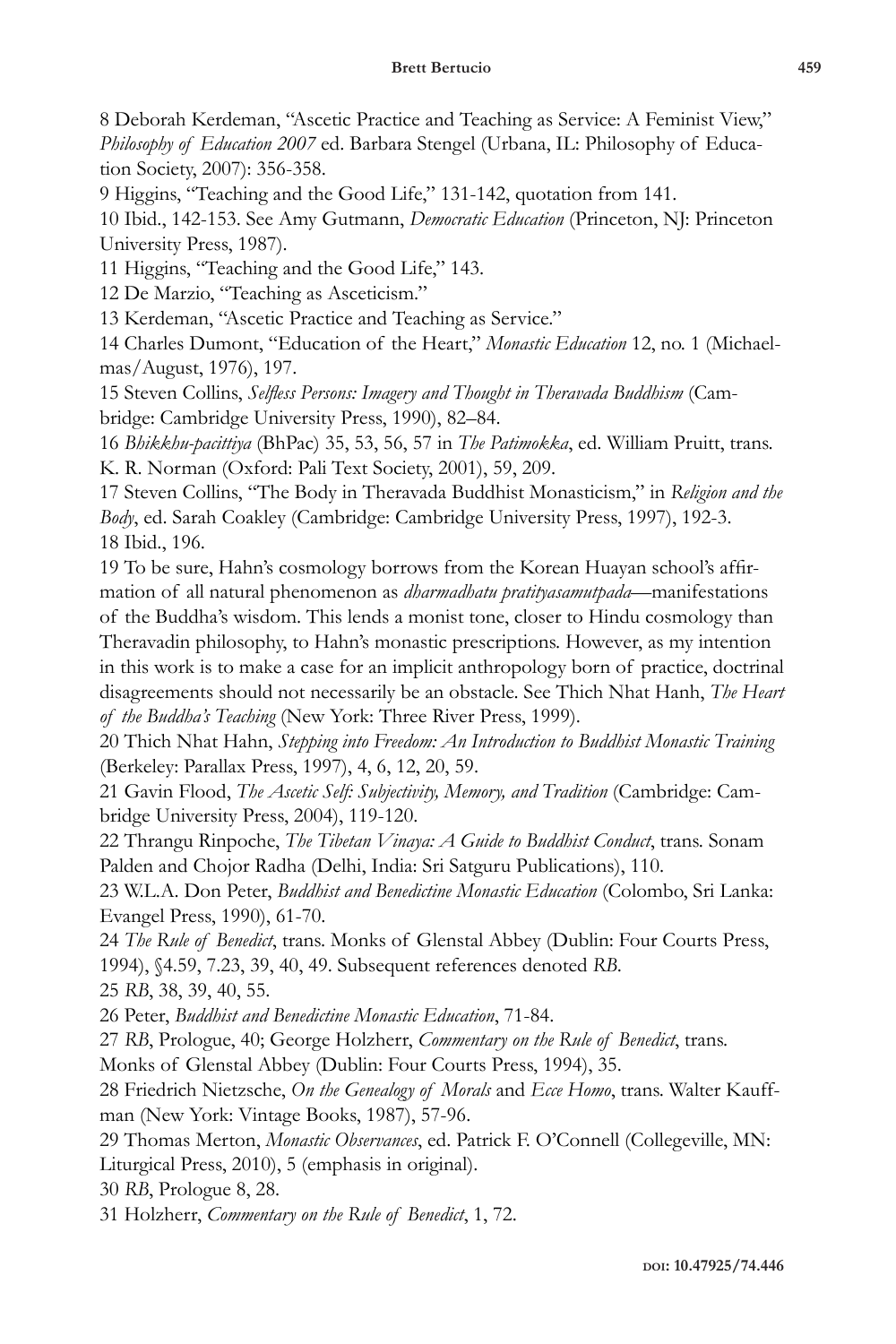8 Deborah Kerdeman, "Ascetic Practice and Teaching as Service: A Feminist View," *Philosophy of Education 2007* ed. Barbara Stengel (Urbana, IL: Philosophy of Education Society, 2007): 356-358.

9 Higgins, "Teaching and the Good Life," 131-142, quotation from 141.

10 Ibid., 142-153. See Amy Gutmann, *Democratic Education* (Princeton, NJ: Princeton University Press, 1987).

11 Higgins, "Teaching and the Good Life," 143.

12 De Marzio, "Teaching as Asceticism."

13 Kerdeman, "Ascetic Practice and Teaching as Service."

14 Charles Dumont, "Education of the Heart," *Monastic Education* 12, no. 1 (Michaelmas/August, 1976), 197.

15 Steven Collins, *Selfless Persons: Imagery and Thought in Theravada Buddhism* (Cambridge: Cambridge University Press, 1990), 82–84.

16 *Bhikkhu-pacittiya* (BhPac) 35, 53, 56, 57 in *The Patimokka*, ed. William Pruitt, trans. K. R. Norman (Oxford: Pali Text Society, 2001), 59, 209.

17 Steven Collins, "The Body in Theravada Buddhist Monasticism," in *Religion and the Body*, ed. Sarah Coakley (Cambridge: Cambridge University Press, 1997), 192-3.

18 Ibid., 196.

19 To be sure, Hahn's cosmology borrows from the Korean Huayan school's affirmation of all natural phenomenon as *dharmadhatu pratityasamutpada*—manifestations of the Buddha's wisdom. This lends a monist tone, closer to Hindu cosmology than Theravadin philosophy, to Hahn's monastic prescriptions. However, as my intention in this work is to make a case for an implicit anthropology born of practice, doctrinal disagreements should not necessarily be an obstacle. See Thich Nhat Hanh, *The Heart of the Buddha's Teaching* (New York: Three River Press, 1999).

20 Thich Nhat Hahn, *Stepping into Freedom: An Introduction to Buddhist Monastic Training* (Berkeley: Parallax Press, 1997), 4, 6, 12, 20, 59.

21 Gavin Flood, *The Ascetic Self: Subjectivity, Memory, and Tradition* (Cambridge: Cambridge University Press, 2004), 119-120.

22 Thrangu Rinpoche, *The Tibetan Vinaya: A Guide to Buddhist Conduct*, trans. Sonam Palden and Chojor Radha (Delhi, India: Sri Satguru Publications), 110.

23 W.L.A. Don Peter, *Buddhist and Benedictine Monastic Education* (Colombo, Sri Lanka: Evangel Press, 1990), 61-70.

24 *The Rule of Benedict*, trans. Monks of Glenstal Abbey (Dublin: Four Courts Press, 1994), §4.59, 7.23, 39, 40, 49. Subsequent references denoted *RB*.

25 *RB*, 38, 39, 40, 55.

26 Peter, *Buddhist and Benedictine Monastic Education*, 71-84.

27 *RB*, Prologue, 40; George Holzherr, *Commentary on the Rule of Benedict*, trans. Monks of Glenstal Abbey (Dublin: Four Courts Press, 1994), 35.

28 Friedrich Nietzsche, *On the Genealogy of Morals* and *Ecce Homo*, trans. Walter Kauffman (New York: Vintage Books, 1987), 57-96.

29 Thomas Merton, *Monastic Observances*, ed. Patrick F. O'Connell (Collegeville, MN: Liturgical Press, 2010), 5 (emphasis in original).

30 *RB*, Prologue 8, 28.

31 Holzherr, *Commentary on the Rule of Benedict*, 1, 72.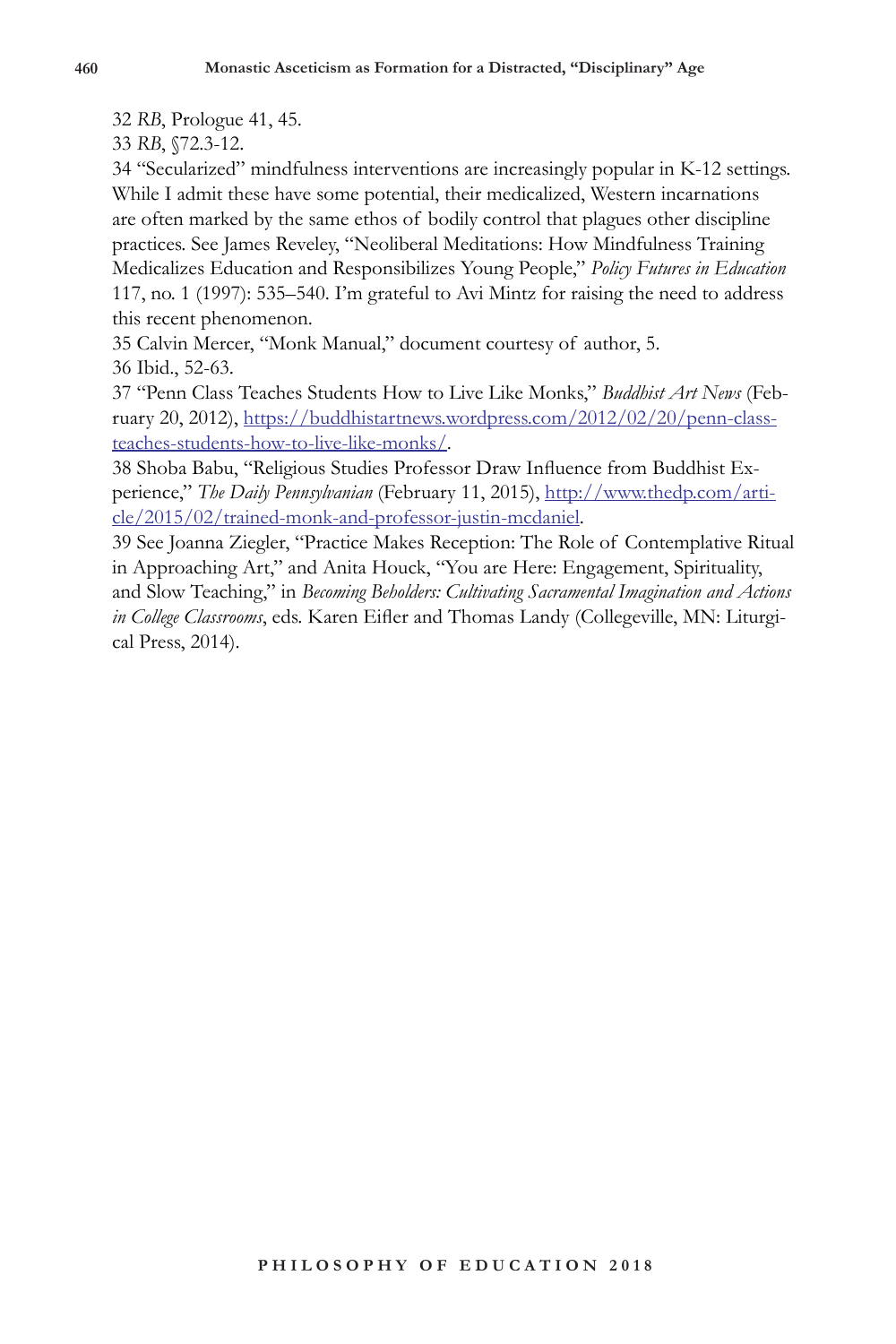32 *RB*, Prologue 41, 45.

33 *RB*, §72.3-12.

34 "Secularized" mindfulness interventions are increasingly popular in K-12 settings. While I admit these have some potential, their medicalized, Western incarnations are often marked by the same ethos of bodily control that plagues other discipline practices. See James Reveley, "Neoliberal Meditations: How Mindfulness Training Medicalizes Education and Responsibilizes Young People," *Policy Futures in Education* 117, no. 1 (1997): 535–540. I'm grateful to Avi Mintz for raising the need to address this recent phenomenon.

35 Calvin Mercer, "Monk Manual," document courtesy of author, 5.

36 Ibid., 52-63.

37 "Penn Class Teaches Students How to Live Like Monks," *Buddhist Art News* (February 20, 2012), https://buddhistartnews.wordpress.com/2012/02/20/penn-class-teaches-students-how-to-live-like-monks/.

38 Shoba Babu, "Religious Studies Professor Draw Influence from Buddhist Experience," *The Daily Pennsylvanian* (February 11, 2015), http://www.thedp.com/article/2015/02/trained-monk-and-professor-justin-mcdaniel.

39 See Joanna Ziegler, "Practice Makes Reception: The Role of Contemplative Ritual in Approaching Art," and Anita Houck, "You are Here: Engagement, Spirituality, and Slow Teaching," in *Becoming Beholders: Cultivating Sacramental Imagination and Actions in College Classrooms*, eds. Karen Eifler and Thomas Landy (Collegeville, MN: Liturgical Press, 2014).